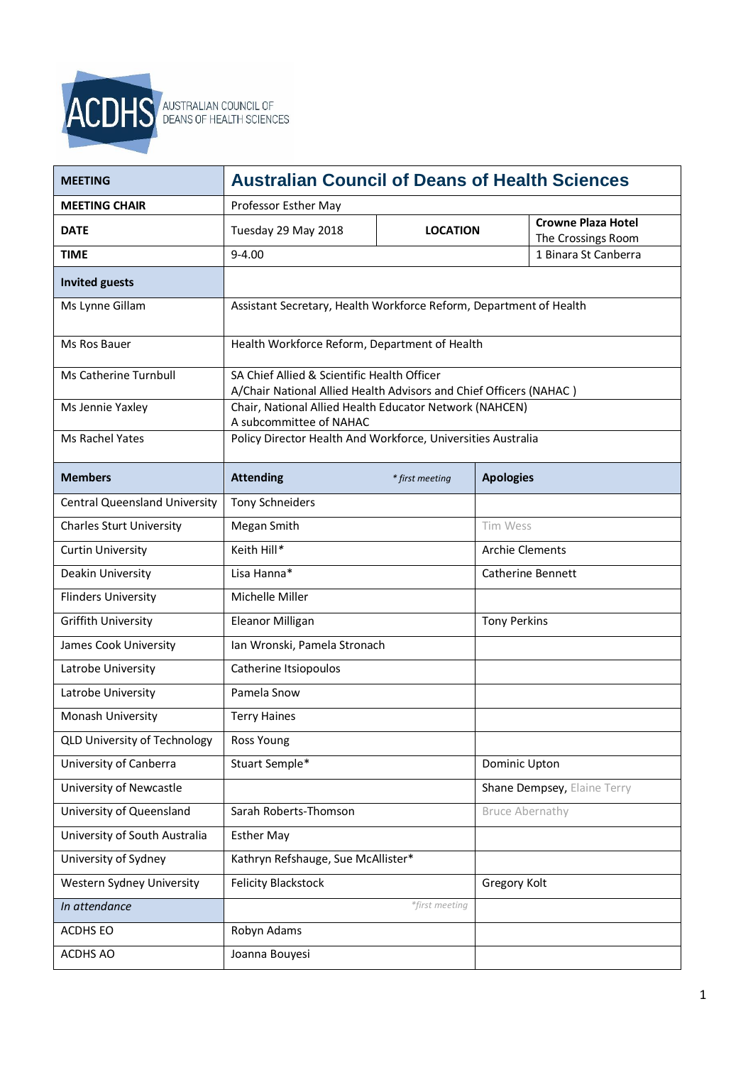AUSTRALIAN COUNCIL OF DEANS OF HEALTH SCIENCES

| MEETING | Australian Council of Deans of Health Sciences | | |
|---|---|---|---|
| MEETING CHAIR | Professor Esther May | | |
| DATE | Tuesday 29 May 2018 | LOCATION | Crowne Plaza Hotel<br>The Crossings Room |
| TIME | 9-4.00 | | 1 Binara St Canberra |

| Invited guests | |
|---|---|
| Ms Lynne Gillam | Assistant Secretary, Health Workforce Reform, Department of Health |
| Ms Ros Bauer | Health Workforce Reform, Department of Health |
| Ms Catherine Turnbull | SA Chief Allied & Scientific Health Officer<br>A/Chair National Allied Health Advisors and Chief Officers (NAHAC ) |
| Ms Jennie Yaxley | Chair, National Allied Health Educator Network (NAHCEN)<br>A subcommittee of NAHAC |
| Ms Rachel Yates | Policy Director Health And Workforce, Universities Australia |

| Members | Attending *\* first meeting* | Apologies |
|---|---|---|
| Central Queensland University | Tony Schneiders | |
| Charles Sturt University | Megan Smith | Tim Wess |
| Curtin University | Keith Hill* | Archie Clements |
| Deakin University | Lisa Hanna* | Catherine Bennett |
| Flinders University | Michelle Miller | |
| Griffith University | Eleanor Milligan | Tony Perkins |
| James Cook University | Ian Wronski, Pamela Stronach | |
| Latrobe University | Catherine Itsiopoulos | |
| Latrobe University | Pamela Snow | |
| Monash University | Terry Haines | |
| QLD University of Technology | Ross Young | |
| University of Canberra | Stuart Semple* | Dominic Upton |
| University of Newcastle | | Shane Dempsey, Elaine Terry |
| University of Queensland | Sarah Roberts-Thomson | Bruce Abernathy |
| University of South Australia | Esther May | |
| University of Sydney | Kathryn Refshauge, Sue McAllister* | |
| Western Sydney University | Felicity Blackstock | Gregory Kolt |
| *In attendance* | *\*first meeting* | |
| ACDHS EO | Robyn Adams | |
| ACDHS AO | Joanna Bouyesi | |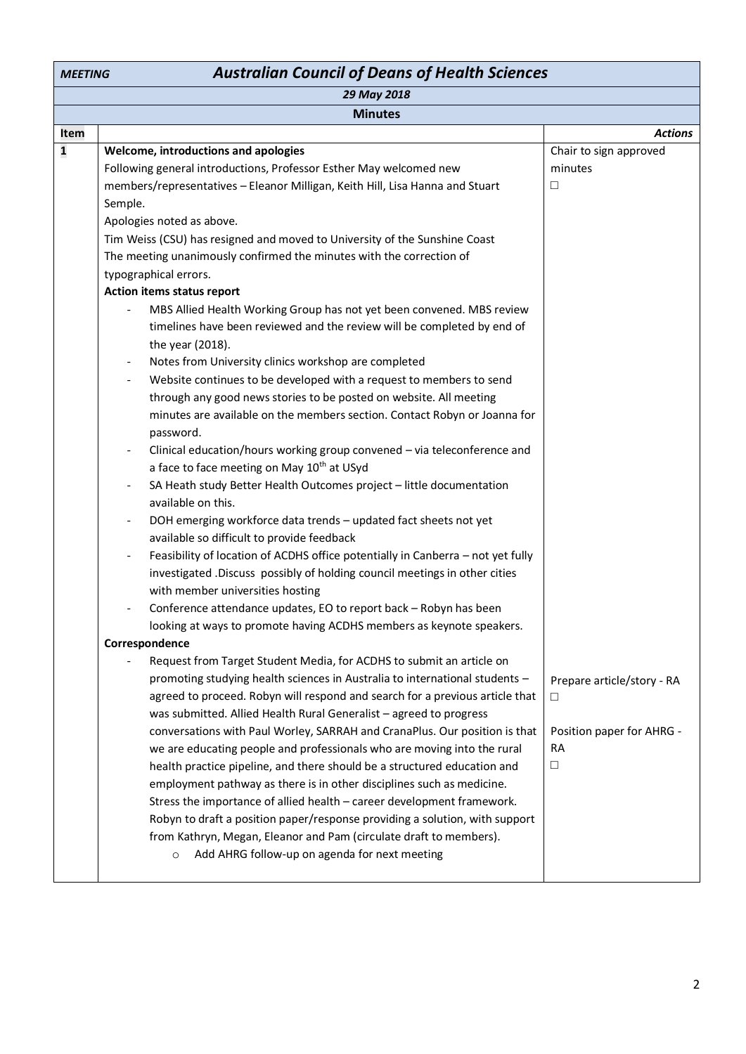| *MEETING* | ***Australian Council of Deans of Health Sciences*** | |
|---|---|---|
| | ***29 May 2018*** | |
| | **Minutes** | |
| **Item** | | ***Actions*** |
| **1** | **Welcome, introductions and apologies**<br>Following general introductions, Professor Esther May welcomed new members/representatives – Eleanor Milligan, Keith Hill, Lisa Hanna and Stuart Semple.<br>Apologies noted as above.<br>Tim Weiss (CSU) has resigned and moved to University of the Sunshine Coast<br>The meeting unanimously confirmed the minutes with the correction of typographical errors.<br>**Action items status report**<br>- MBS Allied Health Working Group has not yet been convened. MBS review timelines have been reviewed and the review will be completed by end of the year (2018).<br>- Notes from University clinics workshop are completed<br>- Website continues to be developed with a request to members to send through any good news stories to be posted on website. All meeting minutes are available on the members section. Contact Robyn or Joanna for password.<br>- Clinical education/hours working group convened – via teleconference and a face to face meeting on May 10th at USyd<br>- SA Heath study Better Health Outcomes project – little documentation available on this.<br>- DOH emerging workforce data trends – updated fact sheets not yet available so difficult to provide feedback<br>- Feasibility of location of ACDHS office potentially in Canberra – not yet fully investigated .Discuss possibly of holding council meetings in other cities with member universities hosting<br>- Conference attendance updates, EO to report back – Robyn has been looking at ways to promote having ACDHS members as keynote speakers.<br>**Correspondence**<br>- Request from Target Student Media, for ACDHS to submit an article on promoting studying health sciences in Australia to international students – agreed to proceed. Robyn will respond and search for a previous article that was submitted. Allied Health Rural Generalist – agreed to progress conversations with Paul Worley, SARRAH and CranaPlus. Our position is that we are educating people and professionals who are moving into the rural health practice pipeline, and there should be a structured education and employment pathway as there is in other disciplines such as medicine. Stress the importance of allied health – career development framework. Robyn to draft a position paper/response providing a solution, with support from Kathryn, Megan, Eleanor and Pam (circulate draft to members).<br>&nbsp;&nbsp;&nbsp;&nbsp;o Add AHRG follow-up on agenda for next meeting | Chair to sign approved minutes<br>☐<br><br>Prepare article/story - RA<br>☐<br><br>Position paper for AHRG - RA<br>☐ |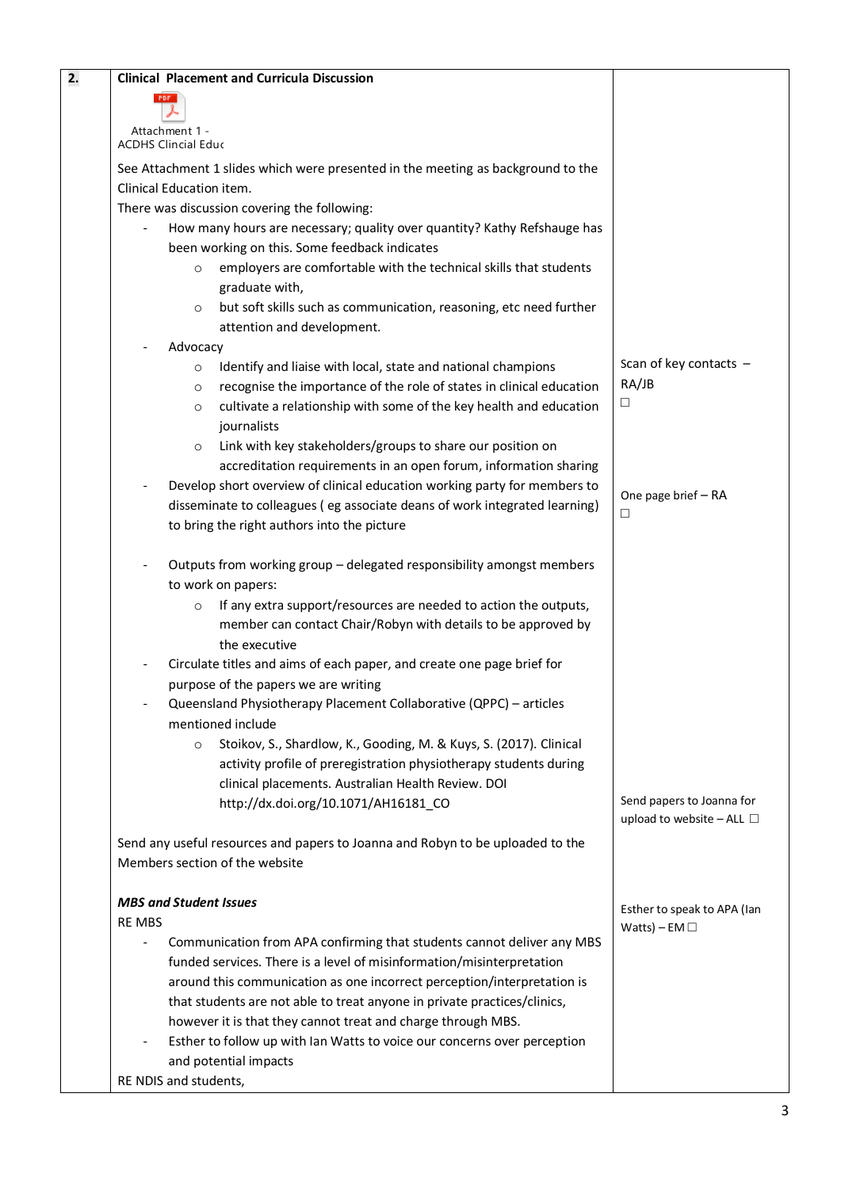| | | |
|---|---|---|
| **2.** | **Clinical Placement and Curricula Discussion**<br><br>Attachment 1 - ACDHS Clincial Educ<br><br>See Attachment 1 slides which were presented in the meeting as background to the Clinical Education item.<br>There was discussion covering the following:<br>- How many hours are necessary; quality over quantity? Kathy Refshauge has been working on this. Some feedback indicates<br>&nbsp;&nbsp;&nbsp;&nbsp;○ employers are comfortable with the technical skills that students graduate with,<br>&nbsp;&nbsp;&nbsp;&nbsp;○ but soft skills such as communication, reasoning, etc need further attention and development.<br>- Advocacy<br>&nbsp;&nbsp;&nbsp;&nbsp;○ Identify and liaise with local, state and national champions<br>&nbsp;&nbsp;&nbsp;&nbsp;○ recognise the importance of the role of states in clinical education<br>&nbsp;&nbsp;&nbsp;&nbsp;○ cultivate a relationship with some of the key health and education journalists<br>&nbsp;&nbsp;&nbsp;&nbsp;○ Link with key stakeholders/groups to share our position on accreditation requirements in an open forum, information sharing<br>- Develop short overview of clinical education working party for members to disseminate to colleagues ( eg associate deans of work integrated learning) to bring the right authors into the picture<br><br>- Outputs from working group – delegated responsibility amongst members to work on papers:<br>&nbsp;&nbsp;&nbsp;&nbsp;○ If any extra support/resources are needed to action the outputs, member can contact Chair/Robyn with details to be approved by the executive<br>- Circulate titles and aims of each paper, and create one page brief for purpose of the papers we are writing<br>- Queensland Physiotherapy Placement Collaborative (QPPC) – articles mentioned include<br>&nbsp;&nbsp;&nbsp;&nbsp;○ Stoikov, S., Shardlow, K., Gooding, M. & Kuys, S. (2017). Clinical activity profile of preregistration physiotherapy students during clinical placements. Australian Health Review. DOI http://dx.doi.org/10.1071/AH16181_CO<br><br>Send any useful resources and papers to Joanna and Robyn to be uploaded to the Members section of the website<br><br>***MBS and Student Issues***<br>RE MBS<br>- Communication from APA confirming that students cannot deliver any MBS funded services. There is a level of misinformation/misinterpretation around this communication as one incorrect perception/interpretation is that students are not able to treat anyone in private practices/clinics, however it is that they cannot treat and charge through MBS.<br>- Esther to follow up with Ian Watts to voice our concerns over perception and potential impacts<br><br>RE NDIS and students, | Scan of key contacts – RA/JB ☐<br><br>One page brief – RA ☐<br><br>Send papers to Joanna for upload to website – ALL ☐<br><br>Esther to speak to APA (Ian Watts) – EM ☐ |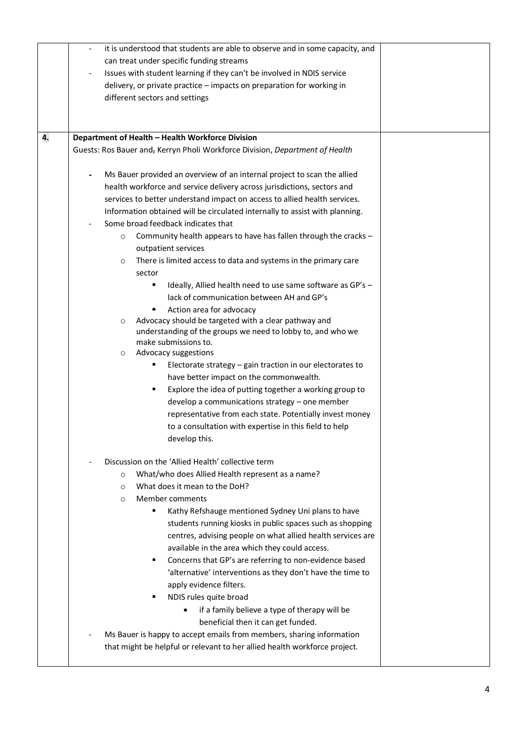| | | |
|---|---|---|
| | - it is understood that students are able to observe and in some capacity, and can treat under specific funding streams<br>- Issues with student learning if they can't be involved in NDIS service delivery, or private practice – impacts on preparation for working in different sectors and settings | |
| **4.** | **Department of Health – Health Workforce Division**<br>Guests: Ros Bauer and, Kerryn Pholi Workforce Division, *Department of Health*<br><br>- Ms Bauer provided an overview of an internal project to scan the allied health workforce and service delivery across jurisdictions, sectors and services to better understand impact on access to allied health services. Information obtained will be circulated internally to assist with planning.<br>- Some broad feedback indicates that<br>&nbsp;&nbsp;&nbsp;&nbsp;o Community health appears to have has fallen through the cracks – outpatient services<br>&nbsp;&nbsp;&nbsp;&nbsp;o There is limited access to data and systems in the primary care sector<br>&nbsp;&nbsp;&nbsp;&nbsp;&nbsp;&nbsp;&nbsp;&nbsp;▪ Ideally, Allied health need to use same software as GP's – lack of communication between AH and GP's<br>&nbsp;&nbsp;&nbsp;&nbsp;&nbsp;&nbsp;&nbsp;&nbsp;▪ Action area for advocacy<br>&nbsp;&nbsp;&nbsp;&nbsp;o Advocacy should be targeted with a clear pathway and understanding of the groups we need to lobby to, and who we make submissions to.<br>&nbsp;&nbsp;&nbsp;&nbsp;o Advocacy suggestions<br>&nbsp;&nbsp;&nbsp;&nbsp;&nbsp;&nbsp;&nbsp;&nbsp;▪ Electorate strategy – gain traction in our electorates to have better impact on the commonwealth.<br>&nbsp;&nbsp;&nbsp;&nbsp;&nbsp;&nbsp;&nbsp;&nbsp;▪ Explore the idea of putting together a working group to develop a communications strategy – one member representative from each state. Potentially invest money to a consultation with expertise in this field to help develop this.<br><br>- Discussion on the 'Allied Health' collective term<br>&nbsp;&nbsp;&nbsp;&nbsp;o What/who does Allied Health represent as a name?<br>&nbsp;&nbsp;&nbsp;&nbsp;o What does it mean to the DoH?<br>&nbsp;&nbsp;&nbsp;&nbsp;o Member comments<br>&nbsp;&nbsp;&nbsp;&nbsp;&nbsp;&nbsp;&nbsp;&nbsp;▪ Kathy Refshauge mentioned Sydney Uni plans to have students running kiosks in public spaces such as shopping centres, advising people on what allied health services are available in the area which they could access.<br>&nbsp;&nbsp;&nbsp;&nbsp;&nbsp;&nbsp;&nbsp;&nbsp;▪ Concerns that GP's are referring to non-evidence based 'alternative' interventions as they don't have the time to apply evidence filters.<br>&nbsp;&nbsp;&nbsp;&nbsp;&nbsp;&nbsp;&nbsp;&nbsp;▪ NDIS rules quite broad<br>&nbsp;&nbsp;&nbsp;&nbsp;&nbsp;&nbsp;&nbsp;&nbsp;&nbsp;&nbsp;&nbsp;&nbsp;• if a family believe a type of therapy will be beneficial then it can get funded.<br>- Ms Bauer is happy to accept emails from members, sharing information that might be helpful or relevant to her allied health workforce project. | |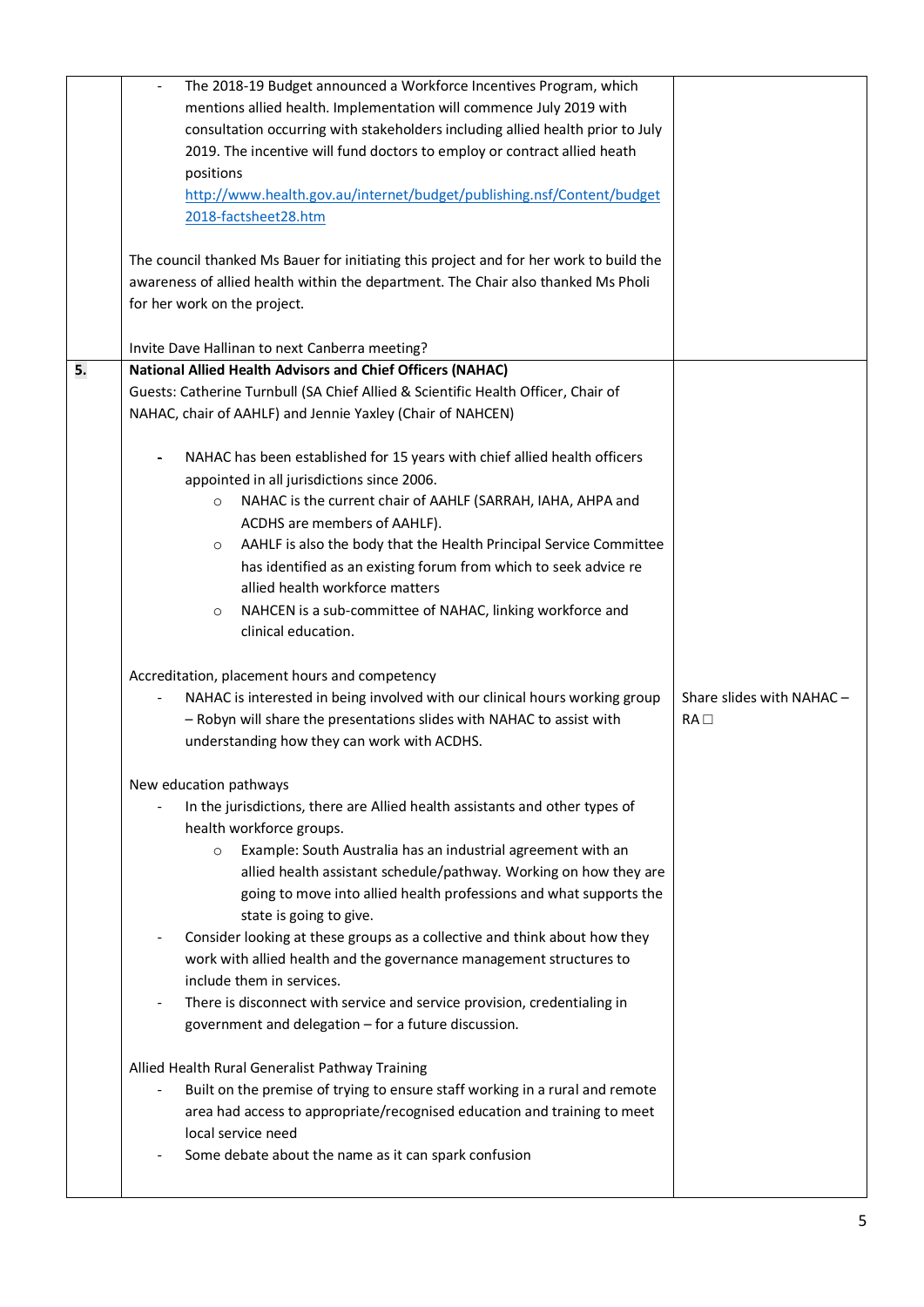| | | |
|---|---|---|
| | - The 2018-19 Budget announced a Workforce Incentives Program, which mentions allied health. Implementation will commence July 2019 with consultation occurring with stakeholders including allied health prior to July 2019. The incentive will fund doctors to employ or contract allied heath positions [http://www.health.gov.au/internet/budget/publishing.nsf/Content/budget2018-factsheet28.htm](http://www.health.gov.au/internet/budget/publishing.nsf/Content/budget2018-factsheet28.htm)<br><br>The council thanked Ms Bauer for initiating this project and for her work to build the awareness of allied health within the department. The Chair also thanked Ms Pholi for her work on the project.<br><br>Invite Dave Hallinan to next Canberra meeting? | |
| **5.** | **National Allied Health Advisors and Chief Officers (NAHAC)**<br>Guests: Catherine Turnbull (SA Chief Allied & Scientific Health Officer, Chair of NAHAC, chair of AAHLF) and Jennie Yaxley (Chair of NAHCEN)<br><br>- NAHAC has been established for 15 years with chief allied health officers appointed in all jurisdictions since 2006.<br>&nbsp;&nbsp;&nbsp;&nbsp;○ NAHAC is the current chair of AAHLF (SARRAH, IAHA, AHPA and ACDHS are members of AAHLF).<br>&nbsp;&nbsp;&nbsp;&nbsp;○ AAHLF is also the body that the Health Principal Service Committee has identified as an existing forum from which to seek advice re allied health workforce matters<br>&nbsp;&nbsp;&nbsp;&nbsp;○ NAHCEN is a sub-committee of NAHAC, linking workforce and clinical education.<br><br>Accreditation, placement hours and competency<br>- NAHAC is interested in being involved with our clinical hours working group – Robyn will share the presentations slides with NAHAC to assist with understanding how they can work with ACDHS.<br><br>New education pathways<br>- In the jurisdictions, there are Allied health assistants and other types of health workforce groups.<br>&nbsp;&nbsp;&nbsp;&nbsp;○ Example: South Australia has an industrial agreement with an allied health assistant schedule/pathway. Working on how they are going to move into allied health professions and what supports the state is going to give.<br>- Consider looking at these groups as a collective and think about how they work with allied health and the governance management structures to include them in services.<br>- There is disconnect with service and service provision, credentialing in government and delegation – for a future discussion.<br><br>Allied Health Rural Generalist Pathway Training<br>- Built on the premise of trying to ensure staff working in a rural and remote area had access to appropriate/recognised education and training to meet local service need<br>- Some debate about the name as it can spark confusion | Share slides with NAHAC – RA ☐ |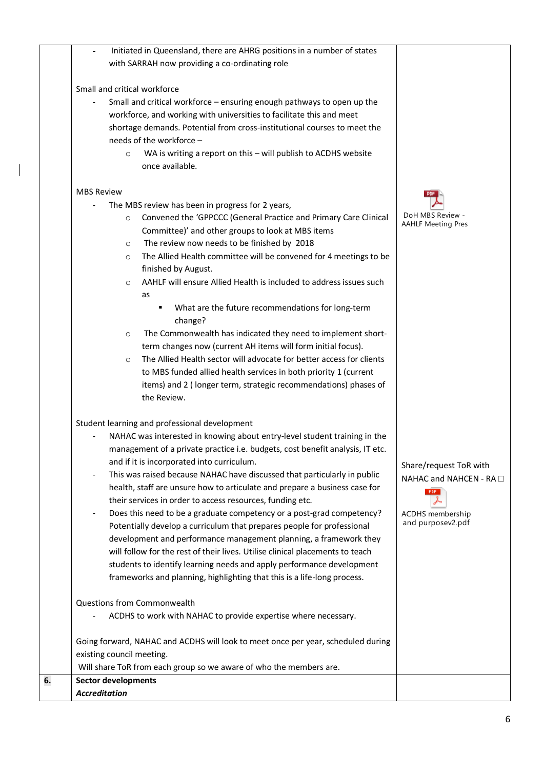| | | |
|---|---|---|
| | - Initiated in Queensland, there are AHRG positions in a number of states with SARRAH now providing a co-ordinating role<br><br>Small and critical workforce<br>- Small and critical workforce – ensuring enough pathways to open up the workforce, and working with universities to facilitate this and meet shortage demands. Potential from cross-institutional courses to meet the needs of the workforce –<br>  - WA is writing a report on this – will publish to ACDHS website once available.<br><br>MBS Review<br>- The MBS review has been in progress for 2 years,<br>  - Convened the 'GPPCCC (General Practice and Primary Care Clinical Committee)' and other groups to look at MBS items<br>  - The review now needs to be finished by 2018<br>  - The Allied Health committee will be convened for 4 meetings to be finished by August.<br>  - AAHLF will ensure Allied Health is included to address issues such as<br>    - What are the future recommendations for long-term change?<br>  - The Commonwealth has indicated they need to implement short-term changes now (current AH items will form initial focus).<br>  - The Allied Health sector will advocate for better access for clients to MBS funded allied health services in both priority 1 (current items) and 2 ( longer term, strategic recommendations) phases of the Review.<br><br>Student learning and professional development<br>- NAHAC was interested in knowing about entry-level student training in the management of a private practice i.e. budgets, cost benefit analysis, IT etc. and if it is incorporated into curriculum.<br>- This was raised because NAHAC have discussed that particularly in public health, staff are unsure how to articulate and prepare a business case for their services in order to access resources, funding etc.<br>- Does this need to be a graduate competency or a post-grad competency? Potentially develop a curriculum that prepares people for professional development and performance management planning, a framework they will follow for the rest of their lives. Utilise clinical placements to teach students to identify learning needs and apply performance development frameworks and planning, highlighting that this is a life-long process.<br><br>Questions from Commonwealth<br>- ACDHS to work with NAHAC to provide expertise where necessary.<br><br>Going forward, NAHAC and ACDHS will look to meet once per year, scheduled during existing council meeting.<br>Will share ToR from each group so we aware of who the members are. | DoH MBS Review - AAHLF Meeting Pres<br><br>Share/request ToR with NAHAC and NAHCEN - RA ☐<br><br>ACDHS membership and purposev2.pdf |
| **6.** | **Sector developments**<br>***Accreditation*** | |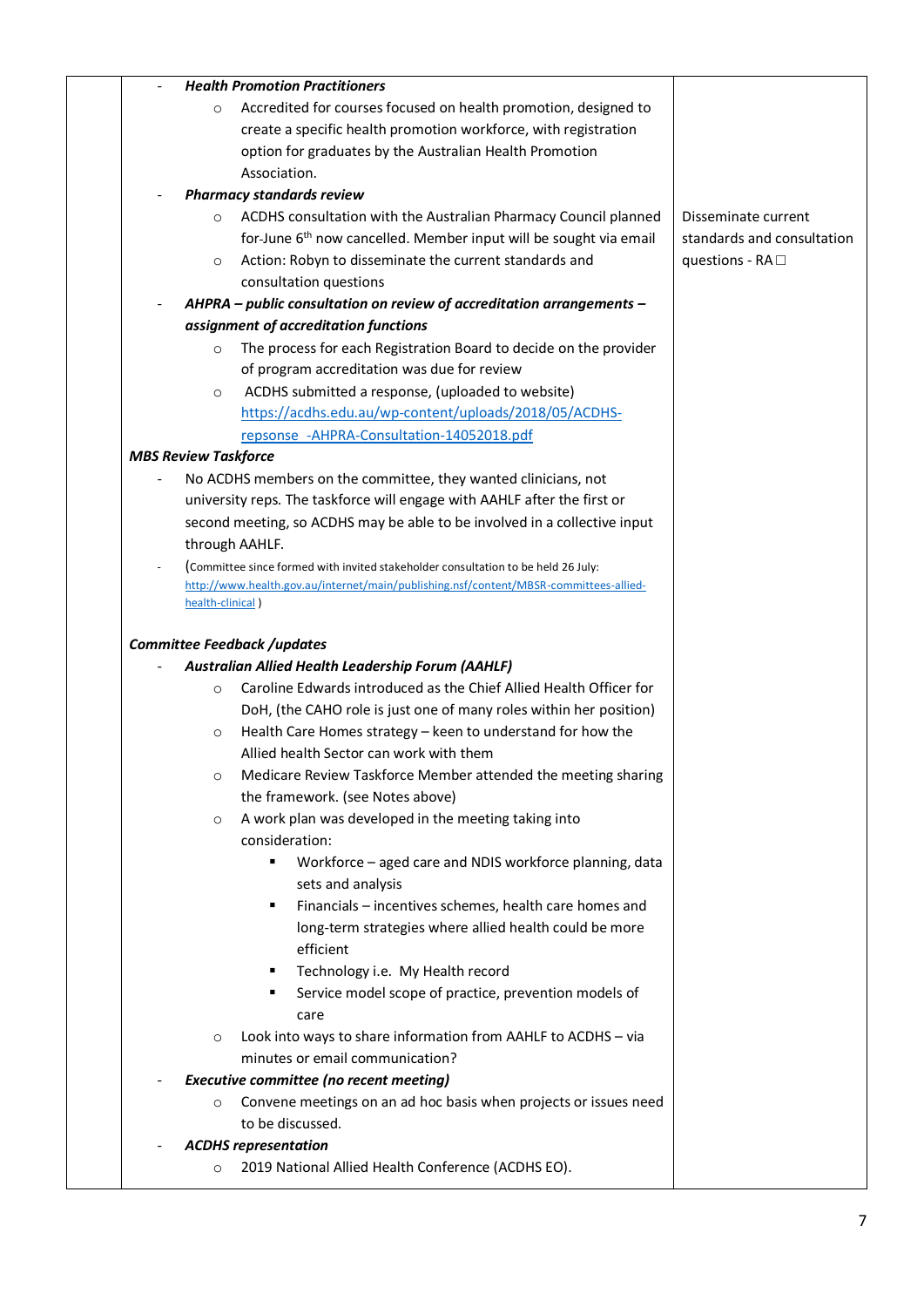| | | |
|---|---|---|
| | - ***Health Promotion Practitioners***<br>  ○ Accredited for courses focused on health promotion, designed to create a specific health promotion workforce, with registration option for graduates by the Australian Health Promotion Association.<br>- ***Pharmacy standards review***<br>  ○ ACDHS consultation with the Australian Pharmacy Council planned for June 6th now cancelled. Member input will be sought via email<br>  ○ Action: Robyn to disseminate the current standards and consultation questions<br>- ***AHPRA – public consultation on review of accreditation arrangements – assignment of accreditation functions***<br>  ○ The process for each Registration Board to decide on the provider of program accreditation was due for review<br>  ○ ACDHS submitted a response, (uploaded to website) https://acdhs.edu.au/wp-content/uploads/2018/05/ACDHS-repsonse_-AHPRA-Consultation-14052018.pdf<br><br>***MBS Review Taskforce***<br>- No ACDHS members on the committee, they wanted clinicians, not university reps. The taskforce will engage with AAHLF after the first or second meeting, so ACDHS may be able to be involved in a collective input through AAHLF.<br>- (Committee since formed with invited stakeholder consultation to be held 26 July: http://www.health.gov.au/internet/main/publishing.nsf/content/MBSR-committees-allied-health-clinical )<br><br>***Committee Feedback /updates***<br>- ***Australian Allied Health Leadership Forum (AAHLF)***<br>  ○ Caroline Edwards introduced as the Chief Allied Health Officer for DoH, (the CAHO role is just one of many roles within her position)<br>  ○ Health Care Homes strategy – keen to understand for how the Allied health Sector can work with them<br>  ○ Medicare Review Taskforce Member attended the meeting sharing the framework. (see Notes above)<br>  ○ A work plan was developed in the meeting taking into consideration:<br>    ▪ Workforce – aged care and NDIS workforce planning, data sets and analysis<br>    ▪ Financials – incentives schemes, health care homes and long-term strategies where allied health could be more efficient<br>    ▪ Technology i.e. My Health record<br>    ▪ Service model scope of practice, prevention models of care<br>  ○ Look into ways to share information from AAHLF to ACDHS – via minutes or email communication?<br>- ***Executive committee (no recent meeting)***<br>  ○ Convene meetings on an ad hoc basis when projects or issues need to be discussed.<br>- ***ACDHS representation***<br>  ○ 2019 National Allied Health Conference (ACDHS EO). | Disseminate current standards and consultation questions - RA ☐ |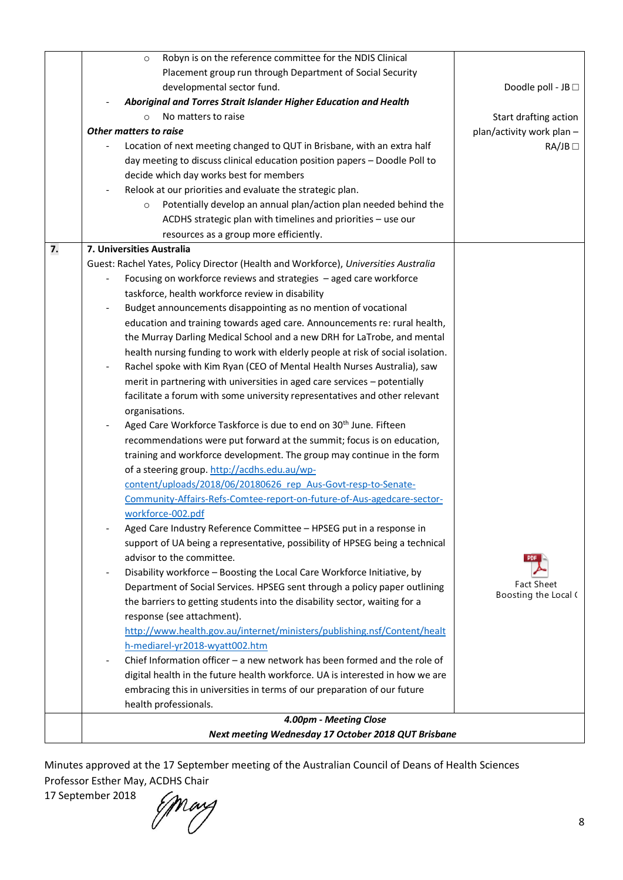| | | |
|---|---|---|
| | ○ Robyn is on the reference committee for the NDIS Clinical Placement group run through Department of Social Security developmental sector fund.<br>- ***Aboriginal and Torres Strait Islander Higher Education and Health***<br>○ No matters to raise<br>***Other matters to raise***<br>- Location of next meeting changed to QUT in Brisbane, with an extra half day meeting to discuss clinical education position papers – Doodle Poll to decide which day works best for members<br>- Relook at our priorities and evaluate the strategic plan.<br>○ Potentially develop an annual plan/action plan needed behind the ACDHS strategic plan with timelines and priorities – use our resources as a group more efficiently. | Doodle poll - JB ☐<br><br>Start drafting action plan/activity work plan – RA/JB ☐ |
| **7.** | **7. Universities Australia**<br>Guest: Rachel Yates, Policy Director (Health and Workforce), *Universities Australia*<br>- Focusing on workforce reviews and strategies – aged care workforce taskforce, health workforce review in disability<br>- Budget announcements disappointing as no mention of vocational education and training towards aged care. Announcements re: rural health, the Murray Darling Medical School and a new DRH for LaTrobe, and mental health nursing funding to work with elderly people at risk of social isolation.<br>- Rachel spoke with Kim Ryan (CEO of Mental Health Nurses Australia), saw merit in partnering with universities in aged care services – potentially facilitate a forum with some university representatives and other relevant organisations.<br>- Aged Care Workforce Taskforce is due to end on 30th June. Fifteen recommendations were put forward at the summit; focus is on education, training and workforce development. The group may continue in the form of a steering group. http://acdhs.edu.au/wp-content/uploads/2018/06/20180626_rep_Aus-Govt-resp-to-Senate-Community-Affairs-Refs-Comtee-report-on-future-of-Aus-agedcare-sector-workforce-002.pdf<br>- Aged Care Industry Reference Committee – HPSEG put in a response in support of UA being a representative, possibility of HPSEG being a technical advisor to the committee.<br>- Disability workforce – Boosting the Local Care Workforce Initiative, by Department of Social Services. HPSEG sent through a policy paper outlining the barriers to getting students into the disability sector, waiting for a response (see attachment).<br>http://www.health.gov.au/internet/ministers/publishing.nsf/Content/health-mediarel-yr2018-wyatt002.htm<br>- Chief Information officer – a new network has been formed and the role of digital health in the future health workforce. UA is interested in how we are embracing this in universities in terms of our preparation of our future health professionals. | Fact Sheet Boosting the Local ( |
| | ***4.00pm - Meeting Close***<br>***Next meeting Wednesday 17 October 2018 QUT Brisbane*** | |

Minutes approved at the 17 September meeting of the Australian Council of Deans of Health Sciences
Professor Esther May, ACDHS Chair
17 September 2018